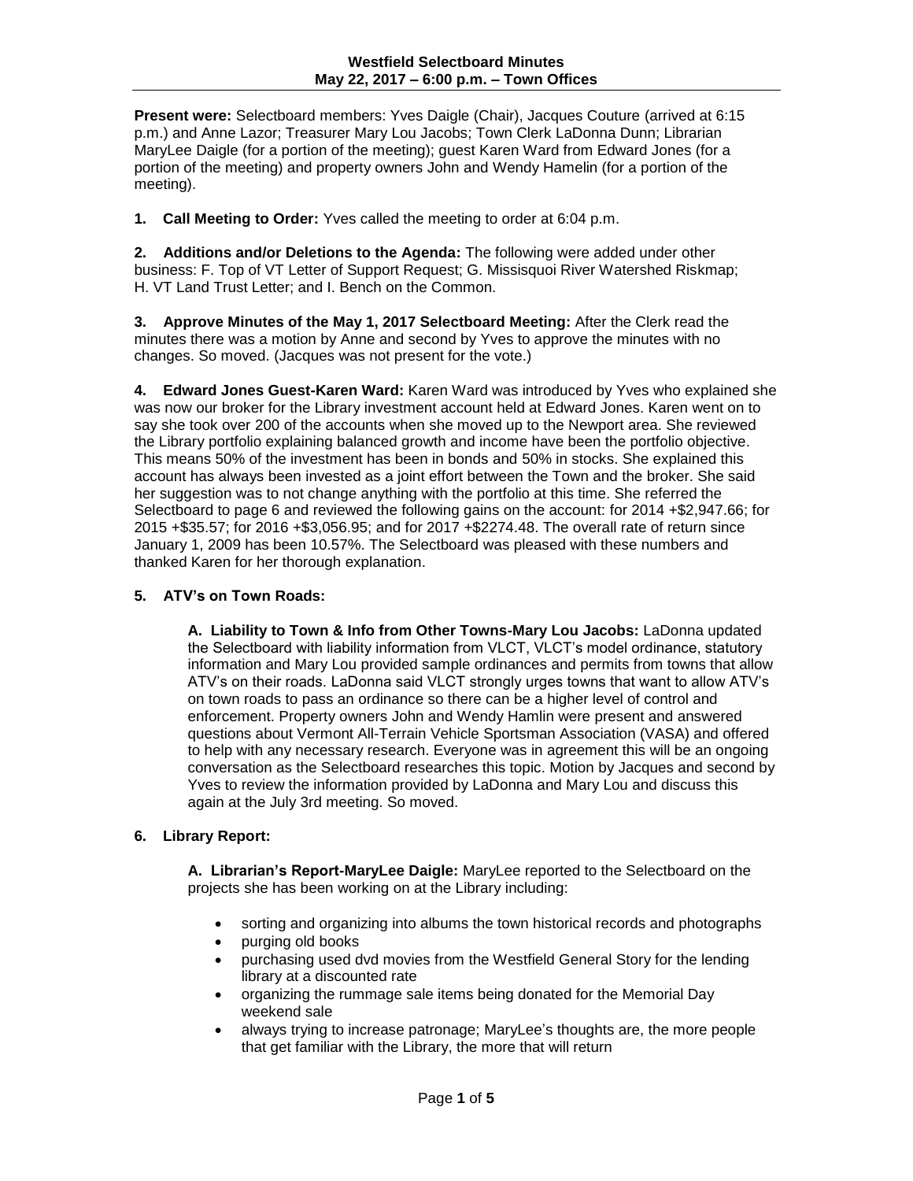**Westfield Selectboard Minutes**
**May 22, 2017 – 6:00 p.m. – Town Offices**

**Present were:** Selectboard members: Yves Daigle (Chair), Jacques Couture (arrived at 6:15 p.m.) and Anne Lazor; Treasurer Mary Lou Jacobs; Town Clerk LaDonna Dunn; Librarian MaryLee Daigle (for a portion of the meeting); guest Karen Ward from Edward Jones (for a portion of the meeting) and property owners John and Wendy Hamelin (for a portion of the meeting).

**1. Call Meeting to Order:** Yves called the meeting to order at 6:04 p.m.

**2. Additions and/or Deletions to the Agenda:** The following were added under other business: F. Top of VT Letter of Support Request; G. Missisquoi River Watershed Riskmap; H. VT Land Trust Letter; and I. Bench on the Common.

**3. Approve Minutes of the May 1, 2017 Selectboard Meeting:** After the Clerk read the minutes there was a motion by Anne and second by Yves to approve the minutes with no changes. So moved. (Jacques was not present for the vote.)

**4. Edward Jones Guest-Karen Ward:** Karen Ward was introduced by Yves who explained she was now our broker for the Library investment account held at Edward Jones. Karen went on to say she took over 200 of the accounts when she moved up to the Newport area. She reviewed the Library portfolio explaining balanced growth and income have been the portfolio objective. This means 50% of the investment has been in bonds and 50% in stocks. She explained this account has always been invested as a joint effort between the Town and the broker. She said her suggestion was to not change anything with the portfolio at this time. She referred the Selectboard to page 6 and reviewed the following gains on the account: for 2014 +$2,947.66; for 2015 +$35.57; for 2016 +$3,056.95; and for 2017 +$2274.48. The overall rate of return since January 1, 2009 has been 10.57%. The Selectboard was pleased with these numbers and thanked Karen for her thorough explanation.

**5. ATV's on Town Roads:**

**A. Liability to Town & Info from Other Towns-Mary Lou Jacobs:** LaDonna updated the Selectboard with liability information from VLCT, VLCT's model ordinance, statutory information and Mary Lou provided sample ordinances and permits from towns that allow ATV's on their roads. LaDonna said VLCT strongly urges towns that want to allow ATV's on town roads to pass an ordinance so there can be a higher level of control and enforcement. Property owners John and Wendy Hamlin were present and answered questions about Vermont All-Terrain Vehicle Sportsman Association (VASA) and offered to help with any necessary research. Everyone was in agreement this will be an ongoing conversation as the Selectboard researches this topic. Motion by Jacques and second by Yves to review the information provided by LaDonna and Mary Lou and discuss this again at the July 3rd meeting. So moved.

**6. Library Report:**

**A. Librarian's Report-MaryLee Daigle:** MaryLee reported to the Selectboard on the projects she has been working on at the Library including:

- sorting and organizing into albums the town historical records and photographs
- purging old books
- purchasing used dvd movies from the Westfield General Story for the lending library at a discounted rate
- organizing the rummage sale items being donated for the Memorial Day weekend sale
- always trying to increase patronage; MaryLee's thoughts are, the more people that get familiar with the Library, the more that will return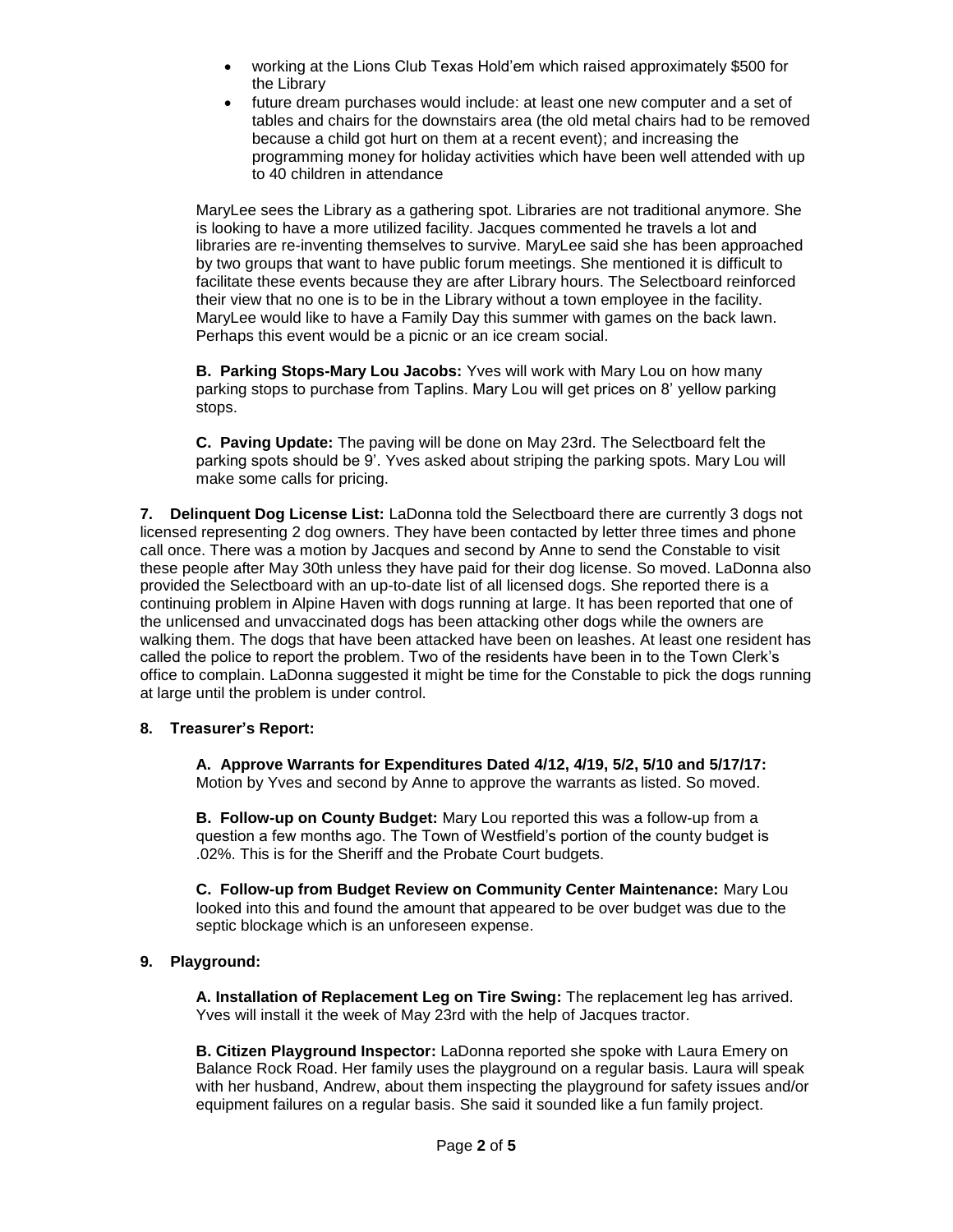- working at the Lions Club Texas Hold'em which raised approximately $500 for the Library
- future dream purchases would include: at least one new computer and a set of tables and chairs for the downstairs area (the old metal chairs had to be removed because a child got hurt on them at a recent event); and increasing the programming money for holiday activities which have been well attended with up to 40 children in attendance

MaryLee sees the Library as a gathering spot. Libraries are not traditional anymore. She is looking to have a more utilized facility. Jacques commented he travels a lot and libraries are re-inventing themselves to survive. MaryLee said she has been approached by two groups that want to have public forum meetings. She mentioned it is difficult to facilitate these events because they are after Library hours. The Selectboard reinforced their view that no one is to be in the Library without a town employee in the facility. MaryLee would like to have a Family Day this summer with games on the back lawn. Perhaps this event would be a picnic or an ice cream social.

**B. Parking Stops-Mary Lou Jacobs:** Yves will work with Mary Lou on how many parking stops to purchase from Taplins. Mary Lou will get prices on 8' yellow parking stops.

**C. Paving Update:** The paving will be done on May 23rd. The Selectboard felt the parking spots should be 9'. Yves asked about striping the parking spots. Mary Lou will make some calls for pricing.

**7. Delinquent Dog License List:** LaDonna told the Selectboard there are currently 3 dogs not licensed representing 2 dog owners. They have been contacted by letter three times and phone call once. There was a motion by Jacques and second by Anne to send the Constable to visit these people after May 30th unless they have paid for their dog license. So moved. LaDonna also provided the Selectboard with an up-to-date list of all licensed dogs. She reported there is a continuing problem in Alpine Haven with dogs running at large. It has been reported that one of the unlicensed and unvaccinated dogs has been attacking other dogs while the owners are walking them. The dogs that have been attacked have been on leashes. At least one resident has called the police to report the problem. Two of the residents have been in to the Town Clerk's office to complain. LaDonna suggested it might be time for the Constable to pick the dogs running at large until the problem is under control.

**8. Treasurer's Report:**

**A. Approve Warrants for Expenditures Dated 4/12, 4/19, 5/2, 5/10 and 5/17/17:** Motion by Yves and second by Anne to approve the warrants as listed. So moved.

**B. Follow-up on County Budget:** Mary Lou reported this was a follow-up from a question a few months ago. The Town of Westfield's portion of the county budget is .02%. This is for the Sheriff and the Probate Court budgets.

**C. Follow-up from Budget Review on Community Center Maintenance:** Mary Lou looked into this and found the amount that appeared to be over budget was due to the septic blockage which is an unforeseen expense.

**9. Playground:**

**A. Installation of Replacement Leg on Tire Swing:** The replacement leg has arrived. Yves will install it the week of May 23rd with the help of Jacques tractor.

**B. Citizen Playground Inspector:** LaDonna reported she spoke with Laura Emery on Balance Rock Road. Her family uses the playground on a regular basis. Laura will speak with her husband, Andrew, about them inspecting the playground for safety issues and/or equipment failures on a regular basis. She said it sounded like a fun family project.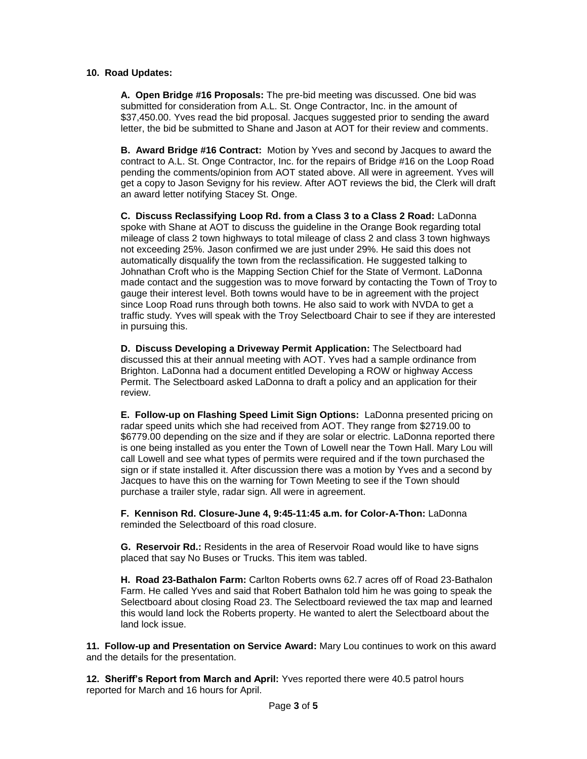**10. Road Updates:**

**A. Open Bridge #16 Proposals:** The pre-bid meeting was discussed. One bid was submitted for consideration from A.L. St. Onge Contractor, Inc. in the amount of $37,450.00. Yves read the bid proposal. Jacques suggested prior to sending the award letter, the bid be submitted to Shane and Jason at AOT for their review and comments.

**B. Award Bridge #16 Contract:** Motion by Yves and second by Jacques to award the contract to A.L. St. Onge Contractor, Inc. for the repairs of Bridge #16 on the Loop Road pending the comments/opinion from AOT stated above. All were in agreement. Yves will get a copy to Jason Sevigny for his review. After AOT reviews the bid, the Clerk will draft an award letter notifying Stacey St. Onge.

**C. Discuss Reclassifying Loop Rd. from a Class 3 to a Class 2 Road:** LaDonna spoke with Shane at AOT to discuss the guideline in the Orange Book regarding total mileage of class 2 town highways to total mileage of class 2 and class 3 town highways not exceeding 25%. Jason confirmed we are just under 29%. He said this does not automatically disqualify the town from the reclassification. He suggested talking to Johnathan Croft who is the Mapping Section Chief for the State of Vermont. LaDonna made contact and the suggestion was to move forward by contacting the Town of Troy to gauge their interest level. Both towns would have to be in agreement with the project since Loop Road runs through both towns. He also said to work with NVDA to get a traffic study. Yves will speak with the Troy Selectboard Chair to see if they are interested in pursuing this.

**D. Discuss Developing a Driveway Permit Application:** The Selectboard had discussed this at their annual meeting with AOT. Yves had a sample ordinance from Brighton. LaDonna had a document entitled Developing a ROW or highway Access Permit. The Selectboard asked LaDonna to draft a policy and an application for their review.

**E. Follow-up on Flashing Speed Limit Sign Options:** LaDonna presented pricing on radar speed units which she had received from AOT. They range from $2719.00 to $6779.00 depending on the size and if they are solar or electric. LaDonna reported there is one being installed as you enter the Town of Lowell near the Town Hall. Mary Lou will call Lowell and see what types of permits were required and if the town purchased the sign or if state installed it. After discussion there was a motion by Yves and a second by Jacques to have this on the warning for Town Meeting to see if the Town should purchase a trailer style, radar sign. All were in agreement.

**F. Kennison Rd. Closure-June 4, 9:45-11:45 a.m. for Color-A-Thon:** LaDonna reminded the Selectboard of this road closure.

**G. Reservoir Rd.:** Residents in the area of Reservoir Road would like to have signs placed that say No Buses or Trucks. This item was tabled.

**H. Road 23-Bathalon Farm:** Carlton Roberts owns 62.7 acres off of Road 23-Bathalon Farm. He called Yves and said that Robert Bathalon told him he was going to speak the Selectboard about closing Road 23. The Selectboard reviewed the tax map and learned this would land lock the Roberts property. He wanted to alert the Selectboard about the land lock issue.

**11. Follow-up and Presentation on Service Award:** Mary Lou continues to work on this award and the details for the presentation.

**12. Sheriff's Report from March and April:** Yves reported there were 40.5 patrol hours reported for March and 16 hours for April.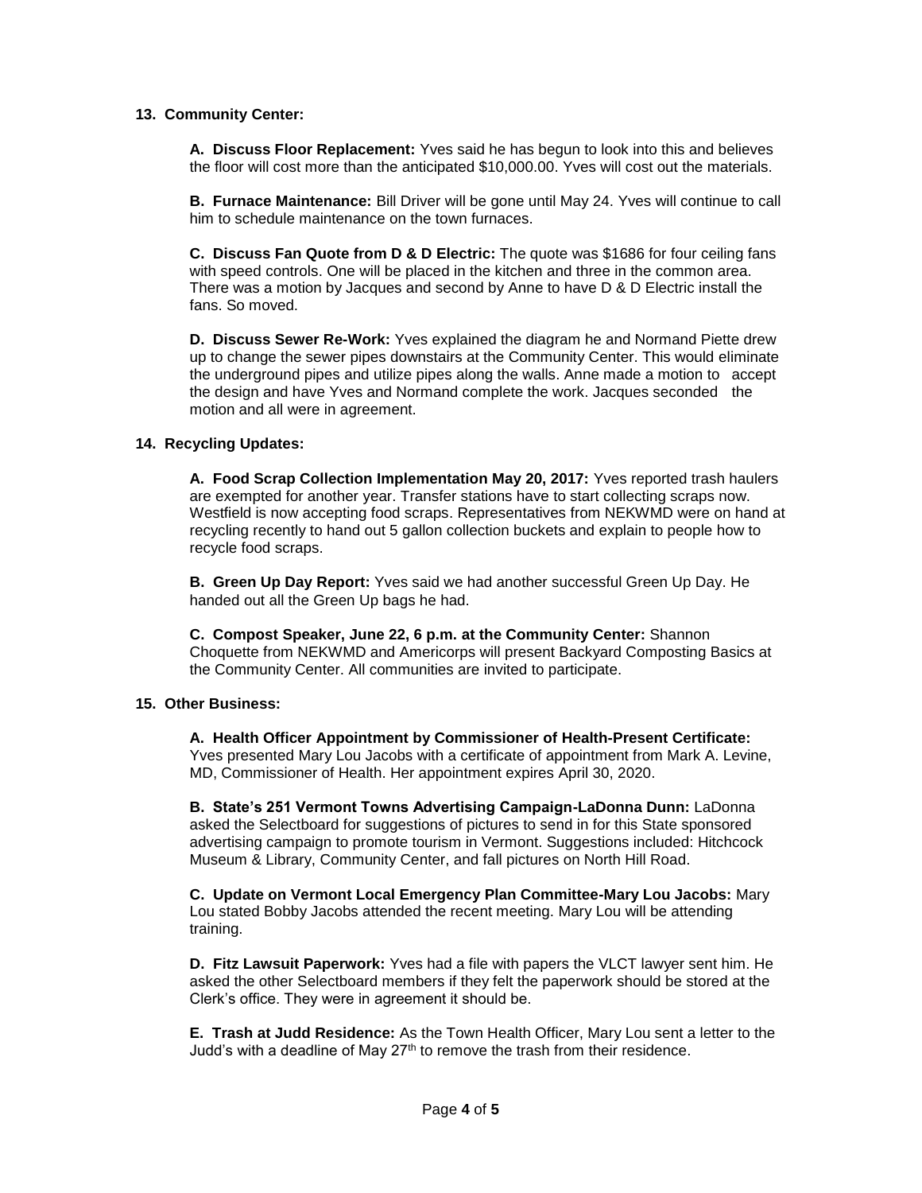**13. Community Center:**

**A. Discuss Floor Replacement:** Yves said he has begun to look into this and believes the floor will cost more than the anticipated $10,000.00. Yves will cost out the materials.

**B. Furnace Maintenance:** Bill Driver will be gone until May 24. Yves will continue to call him to schedule maintenance on the town furnaces.

**C. Discuss Fan Quote from D & D Electric:** The quote was $1686 for four ceiling fans with speed controls. One will be placed in the kitchen and three in the common area. There was a motion by Jacques and second by Anne to have D & D Electric install the fans. So moved.

**D. Discuss Sewer Re-Work:** Yves explained the diagram he and Normand Piette drew up to change the sewer pipes downstairs at the Community Center. This would eliminate the underground pipes and utilize pipes along the walls. Anne made a motion to accept the design and have Yves and Normand complete the work. Jacques seconded the motion and all were in agreement.

**14. Recycling Updates:**

**A. Food Scrap Collection Implementation May 20, 2017:** Yves reported trash haulers are exempted for another year. Transfer stations have to start collecting scraps now. Westfield is now accepting food scraps. Representatives from NEKWMD were on hand at recycling recently to hand out 5 gallon collection buckets and explain to people how to recycle food scraps.

**B. Green Up Day Report:** Yves said we had another successful Green Up Day. He handed out all the Green Up bags he had.

**C. Compost Speaker, June 22, 6 p.m. at the Community Center:** Shannon Choquette from NEKWMD and Americorps will present Backyard Composting Basics at the Community Center. All communities are invited to participate.

**15. Other Business:**

**A. Health Officer Appointment by Commissioner of Health-Present Certificate:** Yves presented Mary Lou Jacobs with a certificate of appointment from Mark A. Levine, MD, Commissioner of Health. Her appointment expires April 30, 2020.

**B. State's 251 Vermont Towns Advertising Campaign-LaDonna Dunn:** LaDonna asked the Selectboard for suggestions of pictures to send in for this State sponsored advertising campaign to promote tourism in Vermont. Suggestions included: Hitchcock Museum & Library, Community Center, and fall pictures on North Hill Road.

**C. Update on Vermont Local Emergency Plan Committee-Mary Lou Jacobs:** Mary Lou stated Bobby Jacobs attended the recent meeting. Mary Lou will be attending training.

**D. Fitz Lawsuit Paperwork:** Yves had a file with papers the VLCT lawyer sent him. He asked the other Selectboard members if they felt the paperwork should be stored at the Clerk's office. They were in agreement it should be.

**E. Trash at Judd Residence:** As the Town Health Officer, Mary Lou sent a letter to the Judd's with a deadline of May 27th to remove the trash from their residence.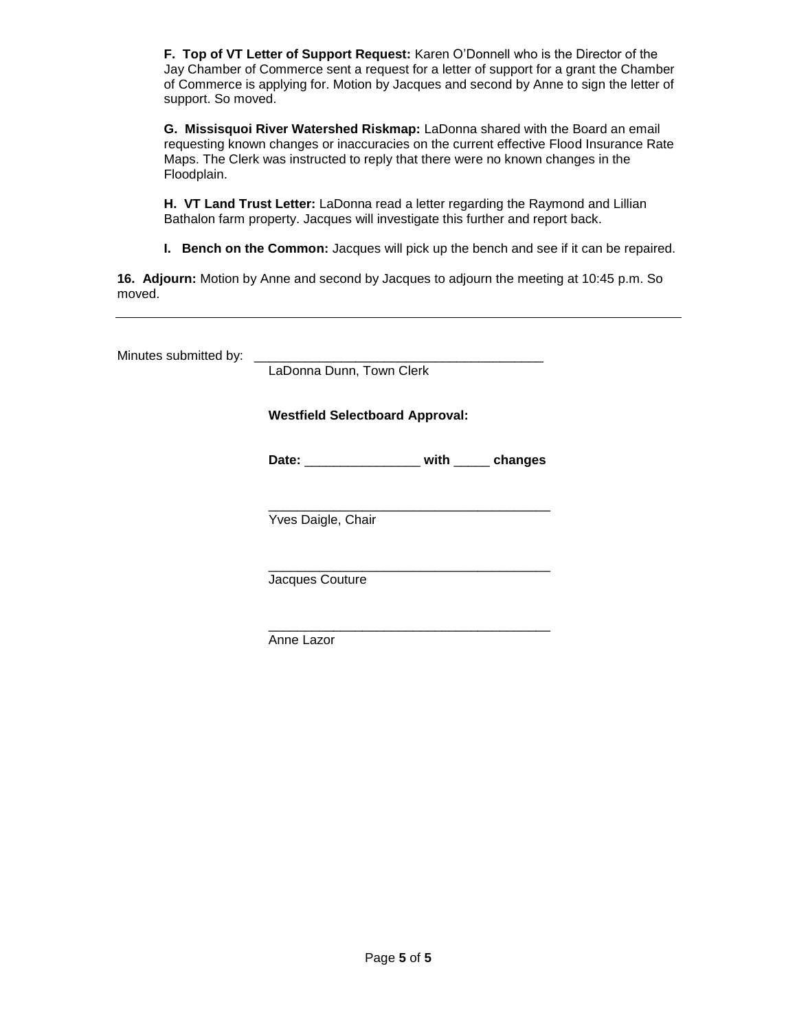**F. Top of VT Letter of Support Request:** Karen O'Donnell who is the Director of the Jay Chamber of Commerce sent a request for a letter of support for a grant the Chamber of Commerce is applying for. Motion by Jacques and second by Anne to sign the letter of support. So moved.

**G. Missisquoi River Watershed Riskmap:** LaDonna shared with the Board an email requesting known changes or inaccuracies on the current effective Flood Insurance Rate Maps. The Clerk was instructed to reply that there were no known changes in the Floodplain.

**H. VT Land Trust Letter:** LaDonna read a letter regarding the Raymond and Lillian Bathalon farm property. Jacques will investigate this further and report back.

**I. Bench on the Common:** Jacques will pick up the bench and see if it can be repaired.

**16. Adjourn:** Motion by Anne and second by Jacques to adjourn the meeting at 10:45 p.m. So moved.

---

Minutes submitted by: ________________________________________
LaDonna Dunn, Town Clerk

**Westfield Selectboard Approval:**

**Date:** _______________ **with** _____ **changes**

________________________________________
Yves Daigle, Chair

________________________________________
Jacques Couture

________________________________________
Anne Lazor